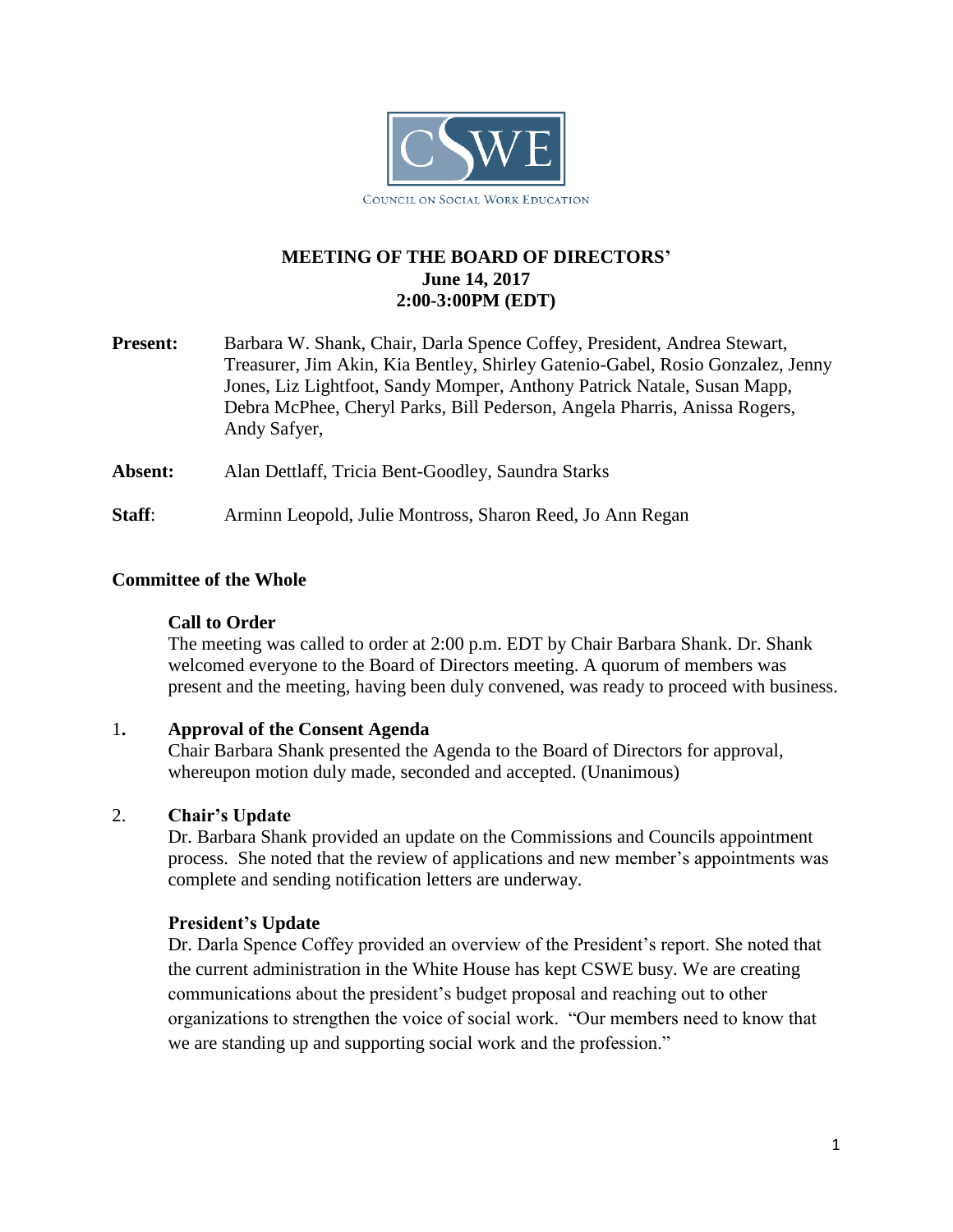CSWE

COUNCIL ON SOCIAL WORK EDUCATION

# MEETING OF THE BOARD OF DIRECTORS'
## June 14, 2017
## 2:00-3:00PM (EDT)

**Present:** Barbara W. Shank, Chair, Darla Spence Coffey, President, Andrea Stewart, Treasurer, Jim Akin, Kia Bentley, Shirley Gatenio-Gabel, Rosio Gonzalez, Jenny Jones, Liz Lightfoot, Sandy Momper, Anthony Patrick Natale, Susan Mapp, Debra McPhee, Cheryl Parks, Bill Pederson, Angela Pharris, Anissa Rogers, Andy Safyer,

**Absent:** Alan Dettlaff, Tricia Bent-Goodley, Saundra Starks

**Staff**: Arminn Leopold, Julie Montross, Sharon Reed, Jo Ann Regan

## Committee of the Whole

### Call to Order

The meeting was called to order at 2:00 p.m. EDT by Chair Barbara Shank. Dr. Shank welcomed everyone to the Board of Directors meeting. A quorum of members was present and the meeting, having been duly convened, was ready to proceed with business.

1. **Approval of the Consent Agenda**
   Chair Barbara Shank presented the Agenda to the Board of Directors for approval, whereupon motion duly made, seconded and accepted. (Unanimous)

2. **Chair's Update**
   Dr. Barbara Shank provided an update on the Commissions and Councils appointment process. She noted that the review of applications and new member's appointments was complete and sending notification letters are underway.

### President's Update

Dr. Darla Spence Coffey provided an overview of the President's report. She noted that the current administration in the White House has kept CSWE busy. We are creating communications about the president's budget proposal and reaching out to other organizations to strengthen the voice of social work. "Our members need to know that we are standing up and supporting social work and the profession."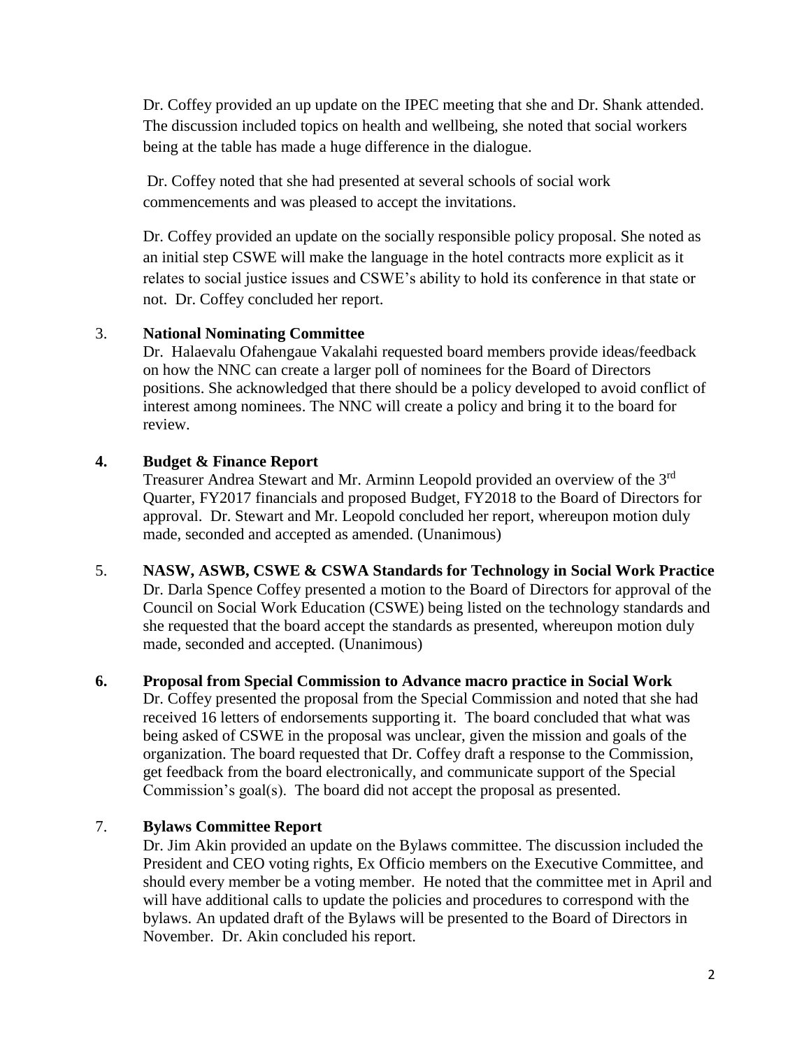Dr. Coffey provided an up update on the IPEC meeting that she and Dr. Shank attended. The discussion included topics on health and wellbeing, she noted that social workers being at the table has made a huge difference in the dialogue.

Dr. Coffey noted that she had presented at several schools of social work commencements and was pleased to accept the invitations.

Dr. Coffey provided an update on the socially responsible policy proposal. She noted as an initial step CSWE will make the language in the hotel contracts more explicit as it relates to social justice issues and CSWE's ability to hold its conference in that state or not. Dr. Coffey concluded her report.

3. **National Nominating Committee**

Dr. Halaevalu Ofahengaue Vakalahi requested board members provide ideas/feedback on how the NNC can create a larger poll of nominees for the Board of Directors positions. She acknowledged that there should be a policy developed to avoid conflict of interest among nominees. The NNC will create a policy and bring it to the board for review.

**4. Budget & Finance Report**

Treasurer Andrea Stewart and Mr. Arminn Leopold provided an overview of the 3rd Quarter, FY2017 financials and proposed Budget, FY2018 to the Board of Directors for approval. Dr. Stewart and Mr. Leopold concluded her report, whereupon motion duly made, seconded and accepted as amended. (Unanimous)

5. **NASW, ASWB, CSWE & CSWA Standards for Technology in Social Work Practice**

Dr. Darla Spence Coffey presented a motion to the Board of Directors for approval of the Council on Social Work Education (CSWE) being listed on the technology standards and she requested that the board accept the standards as presented, whereupon motion duly made, seconded and accepted. (Unanimous)

**6. Proposal from Special Commission to Advance macro practice in Social Work**

Dr. Coffey presented the proposal from the Special Commission and noted that she had received 16 letters of endorsements supporting it. The board concluded that what was being asked of CSWE in the proposal was unclear, given the mission and goals of the organization. The board requested that Dr. Coffey draft a response to the Commission, get feedback from the board electronically, and communicate support of the Special Commission's goal(s). The board did not accept the proposal as presented.

7. **Bylaws Committee Report**

Dr. Jim Akin provided an update on the Bylaws committee. The discussion included the President and CEO voting rights, Ex Officio members on the Executive Committee, and should every member be a voting member. He noted that the committee met in April and will have additional calls to update the policies and procedures to correspond with the bylaws. An updated draft of the Bylaws will be presented to the Board of Directors in November. Dr. Akin concluded his report.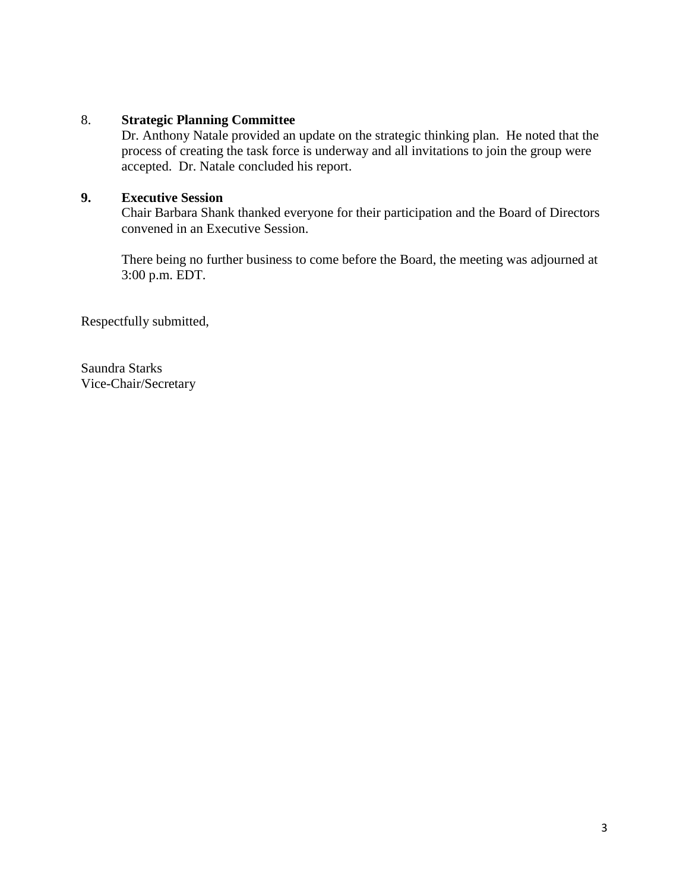8. **Strategic Planning Committee**

Dr. Anthony Natale provided an update on the strategic thinking plan. He noted that the process of creating the task force is underway and all invitations to join the group were accepted. Dr. Natale concluded his report.

**9. Executive Session**

Chair Barbara Shank thanked everyone for their participation and the Board of Directors convened in an Executive Session.

There being no further business to come before the Board, the meeting was adjourned at 3:00 p.m. EDT.

Respectfully submitted,

Saundra Starks
Vice-Chair/Secretary